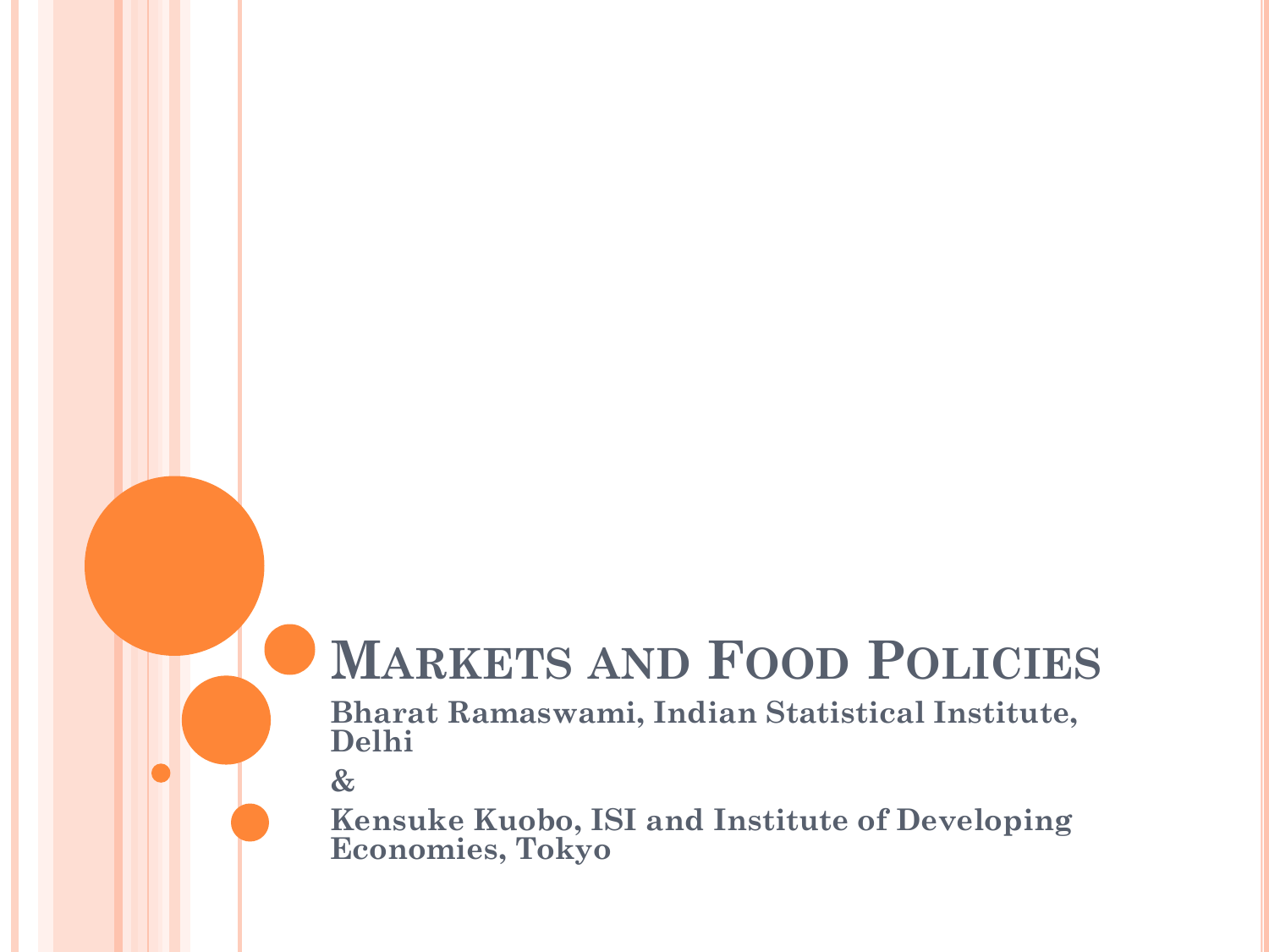# Markets and Food Policies

**Bharat Ramaswami, Indian Statistical Institute, Delhi**

**&**

**Kensuke Kuobo, ISI and Institute of Developing Economies, Tokyo**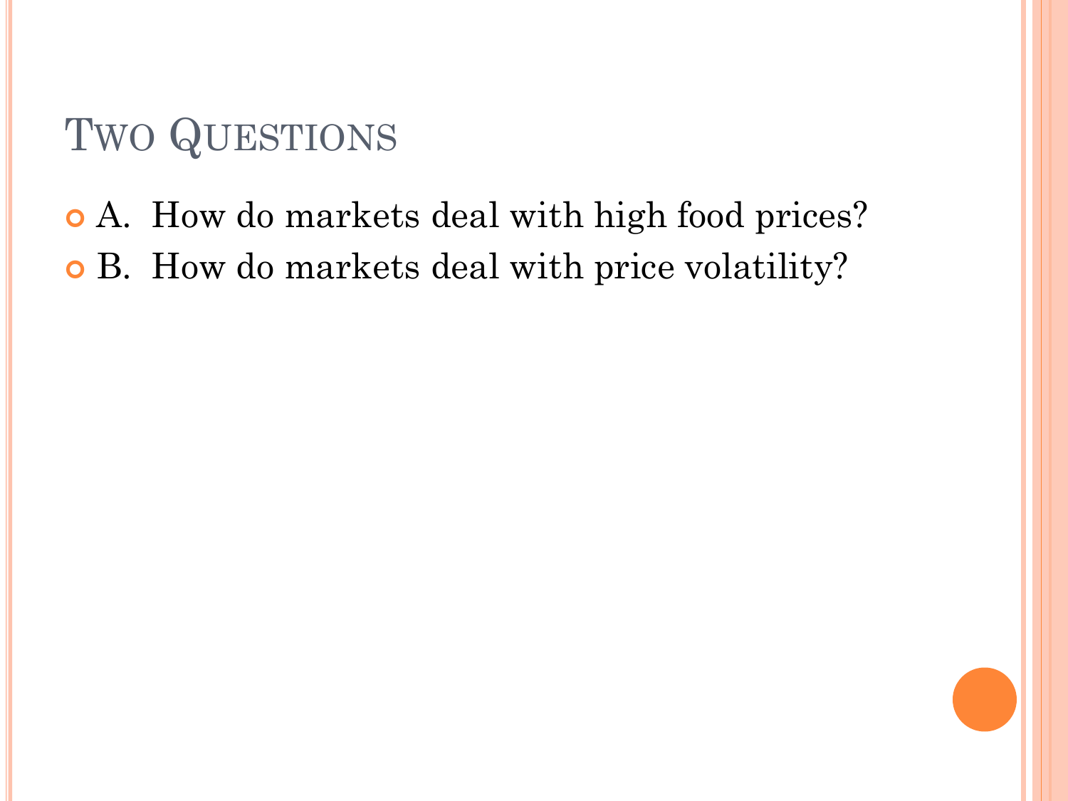# Two Questions

- A. How do markets deal with high food prices?
- B. How do markets deal with price volatility?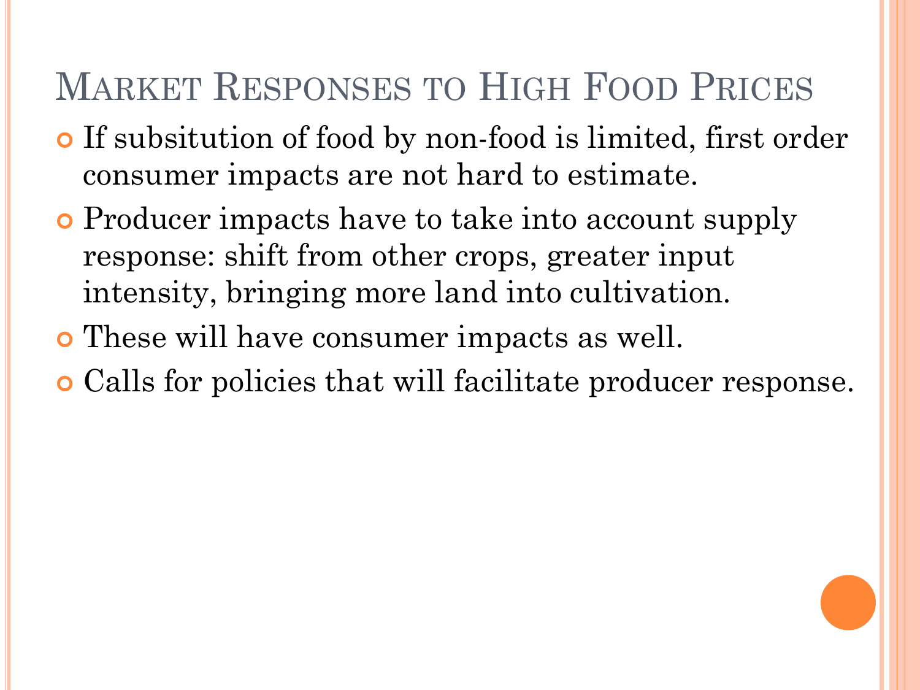# Market Responses to High Food Prices

- If subsitution of food by non-food is limited, first order consumer impacts are not hard to estimate.
- Producer impacts have to take into account supply response: shift from other crops, greater input intensity, bringing more land into cultivation.
- These will have consumer impacts as well.
- Calls for policies that will facilitate producer response.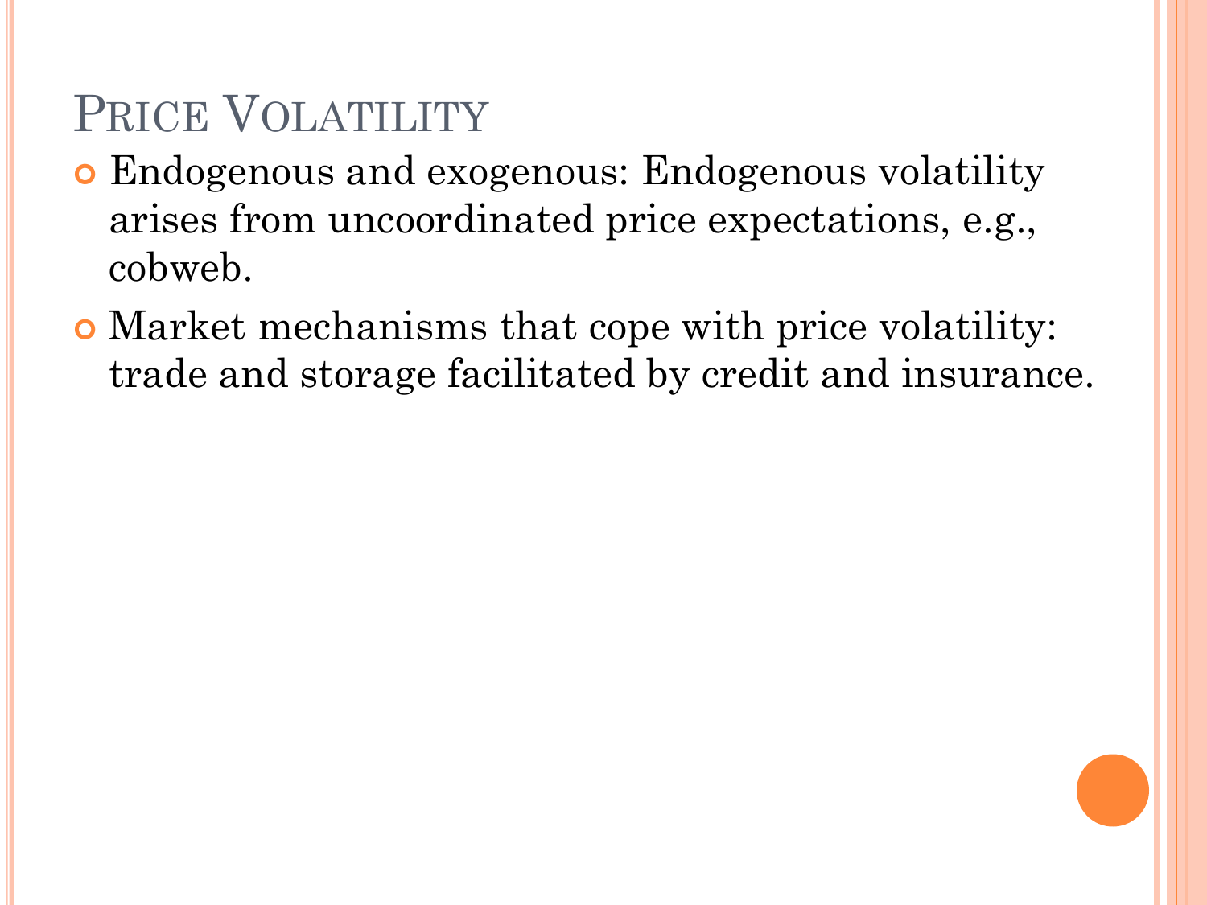# Price Volatility

- Endogenous and exogenous: Endogenous volatility arises from uncoordinated price expectations, e.g., cobweb.
- Market mechanisms that cope with price volatility: trade and storage facilitated by credit and insurance.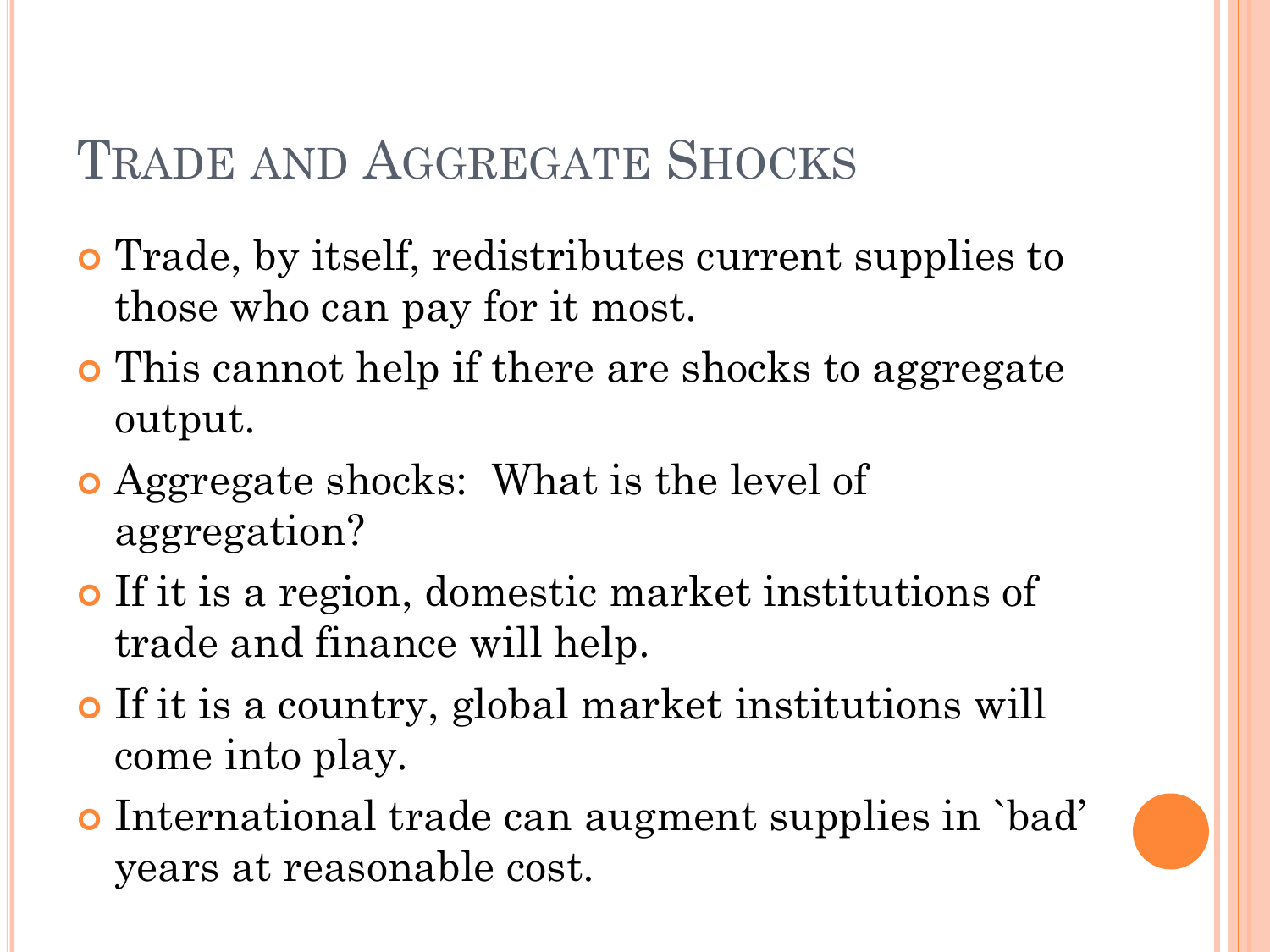# Trade and Aggregate Shocks

- Trade, by itself, redistributes current supplies to those who can pay for it most.
- This cannot help if there are shocks to aggregate output.
- Aggregate shocks: What is the level of aggregation?
- If it is a region, domestic market institutions of trade and finance will help.
- If it is a country, global market institutions will come into play.
- International trade can augment supplies in `bad' years at reasonable cost.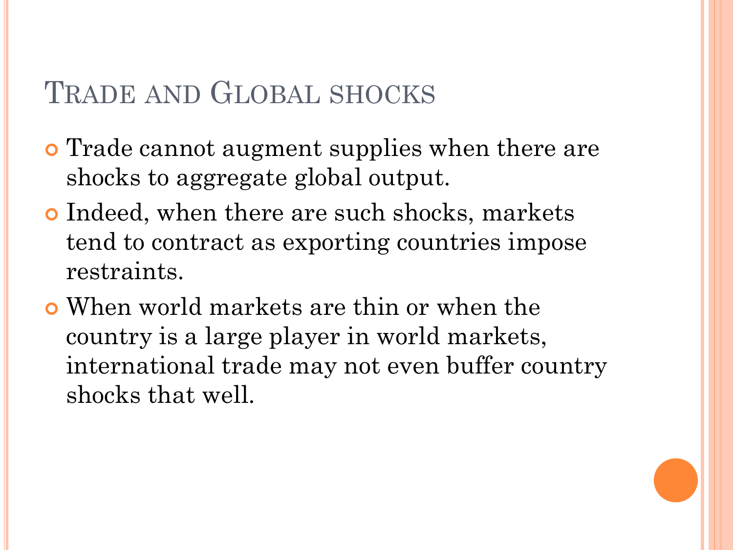# Trade and Global shocks

- Trade cannot augment supplies when there are shocks to aggregate global output.
- Indeed, when there are such shocks, markets tend to contract as exporting countries impose restraints.
- When world markets are thin or when the country is a large player in world markets, international trade may not even buffer country shocks that well.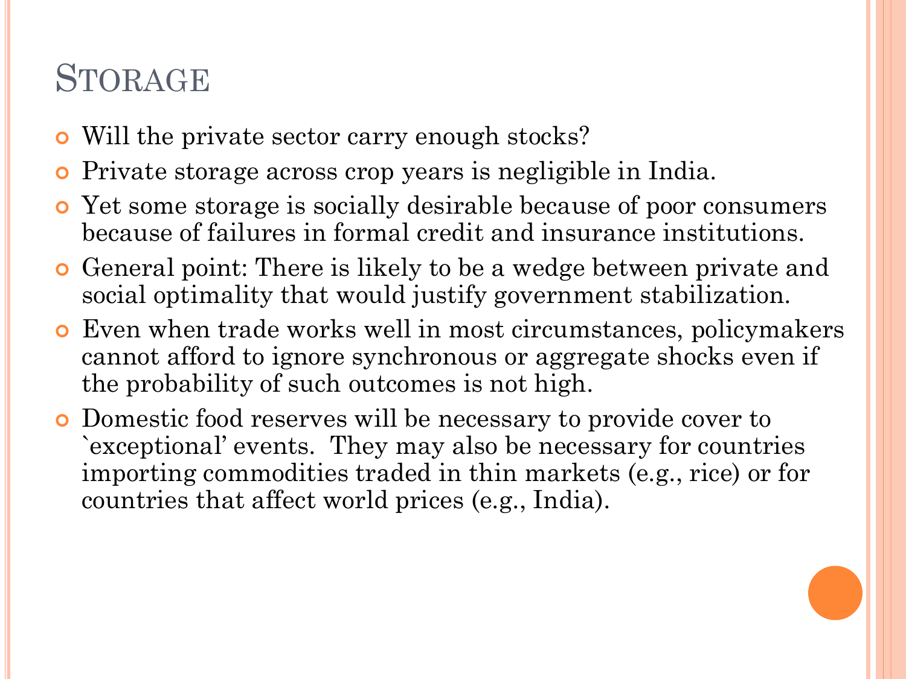# Storage

- Will the private sector carry enough stocks?
- Private storage across crop years is negligible in India.
- Yet some storage is socially desirable because of poor consumers because of failures in formal credit and insurance institutions.
- General point: There is likely to be a wedge between private and social optimality that would justify government stabilization.
- Even when trade works well in most circumstances, policymakers cannot afford to ignore synchronous or aggregate shocks even if the probability of such outcomes is not high.
- Domestic food reserves will be necessary to provide cover to `exceptional' events. They may also be necessary for countries importing commodities traded in thin markets (e.g., rice) or for countries that affect world prices (e.g., India).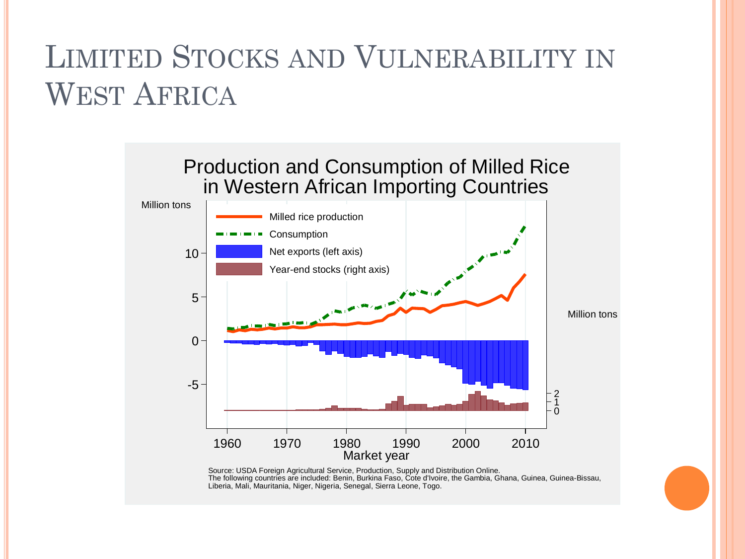# Limited Stocks and Vulnerability in West Africa

Production and Consumption of Milled Rice in Western African Importing Countries

Million tons

- Milled rice production
- Consumption
- Net exports (left axis)
- Year-end stocks (right axis)

Million tons

Market year

Source: USDA Foreign Agricultural Service, Production, Supply and Distribution Online.
The following countries are included: Benin, Burkina Faso, Cote d'Ivoire, the Gambia, Ghana, Guinea, Guinea-Bissau, Liberia, Mali, Mauritania, Niger, Nigeria, Senegal, Sierra Leone, Togo.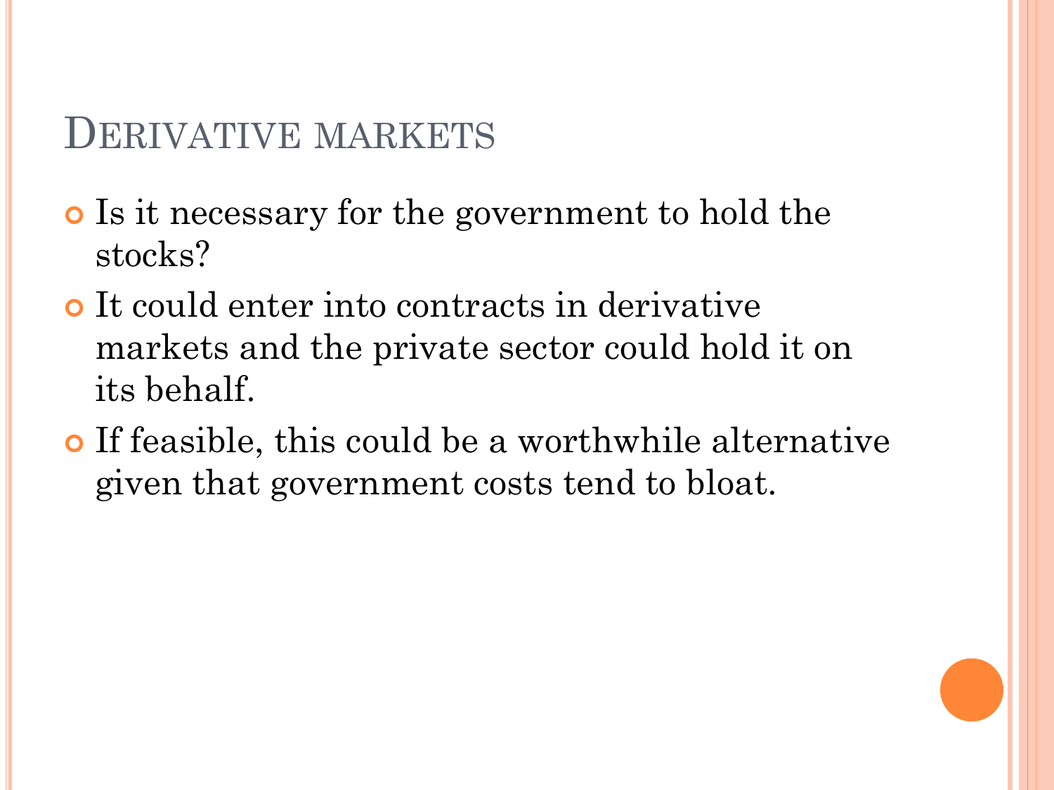## Derivative markets

- Is it necessary for the government to hold the stocks?
- It could enter into contracts in derivative markets and the private sector could hold it on its behalf.
- If feasible, this could be a worthwhile alternative given that government costs tend to bloat.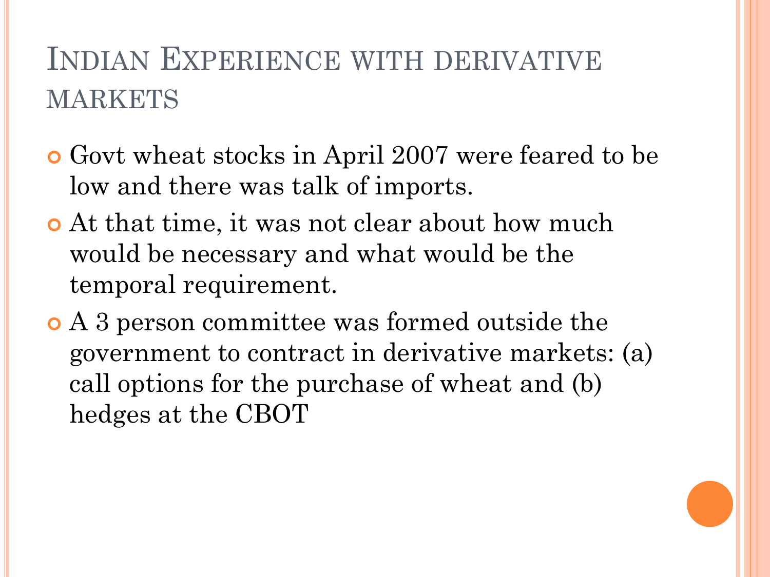# Indian Experience with derivative markets

- Govt wheat stocks in April 2007 were feared to be low and there was talk of imports.
- At that time, it was not clear about how much would be necessary and what would be the temporal requirement.
- A 3 person committee was formed outside the government to contract in derivative markets: (a) call options for the purchase of wheat and (b) hedges at the CBOT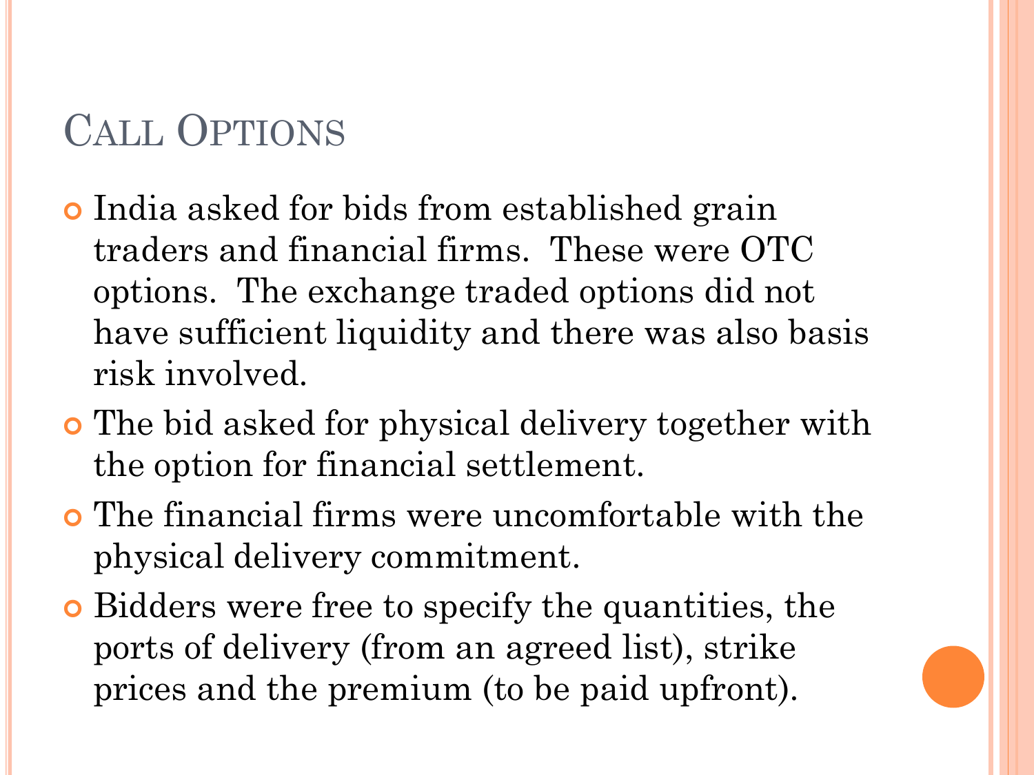# Call Options

- India asked for bids from established grain traders and financial firms. These were OTC options. The exchange traded options did not have sufficient liquidity and there was also basis risk involved.
- The bid asked for physical delivery together with the option for financial settlement.
- The financial firms were uncomfortable with the physical delivery commitment.
- Bidders were free to specify the quantities, the ports of delivery (from an agreed list), strike prices and the premium (to be paid upfront).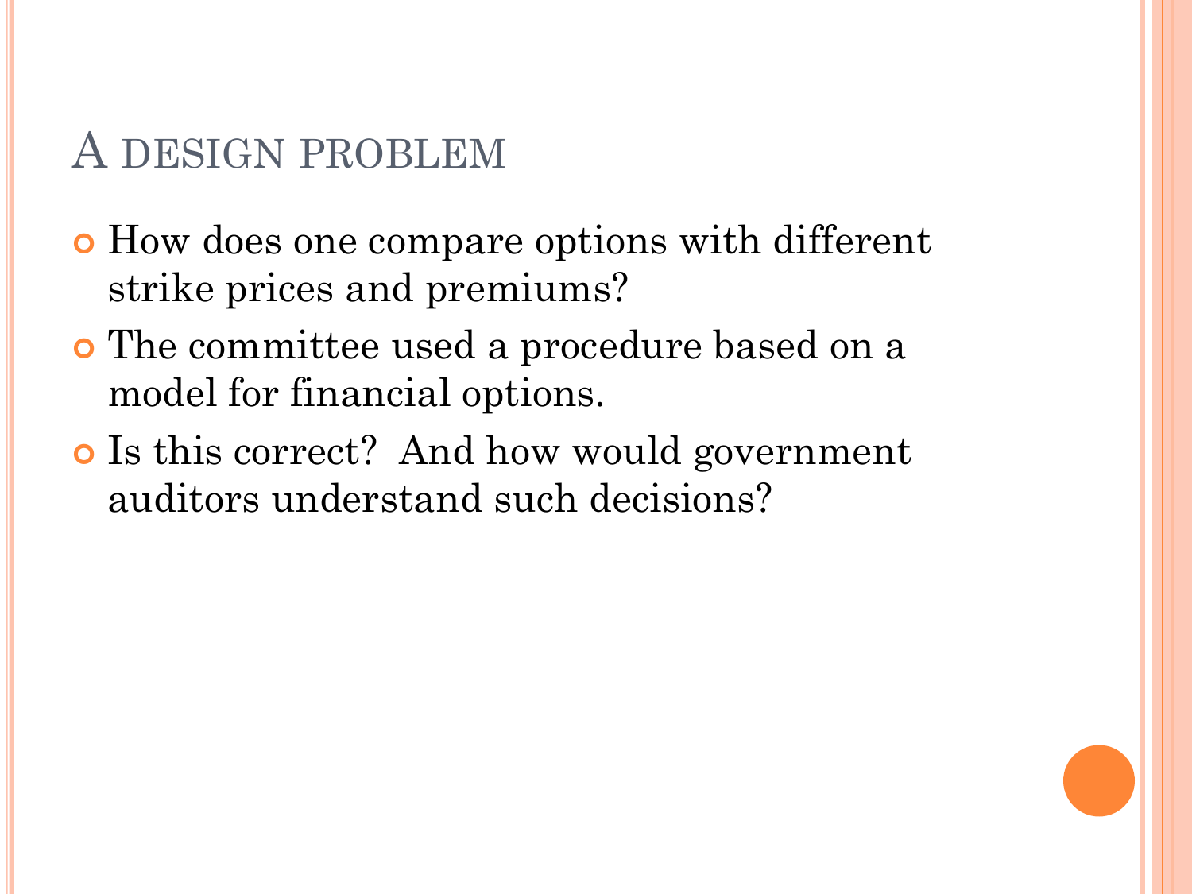## A design problem

- How does one compare options with different strike prices and premiums?
- The committee used a procedure based on a model for financial options.
- Is this correct? And how would government auditors understand such decisions?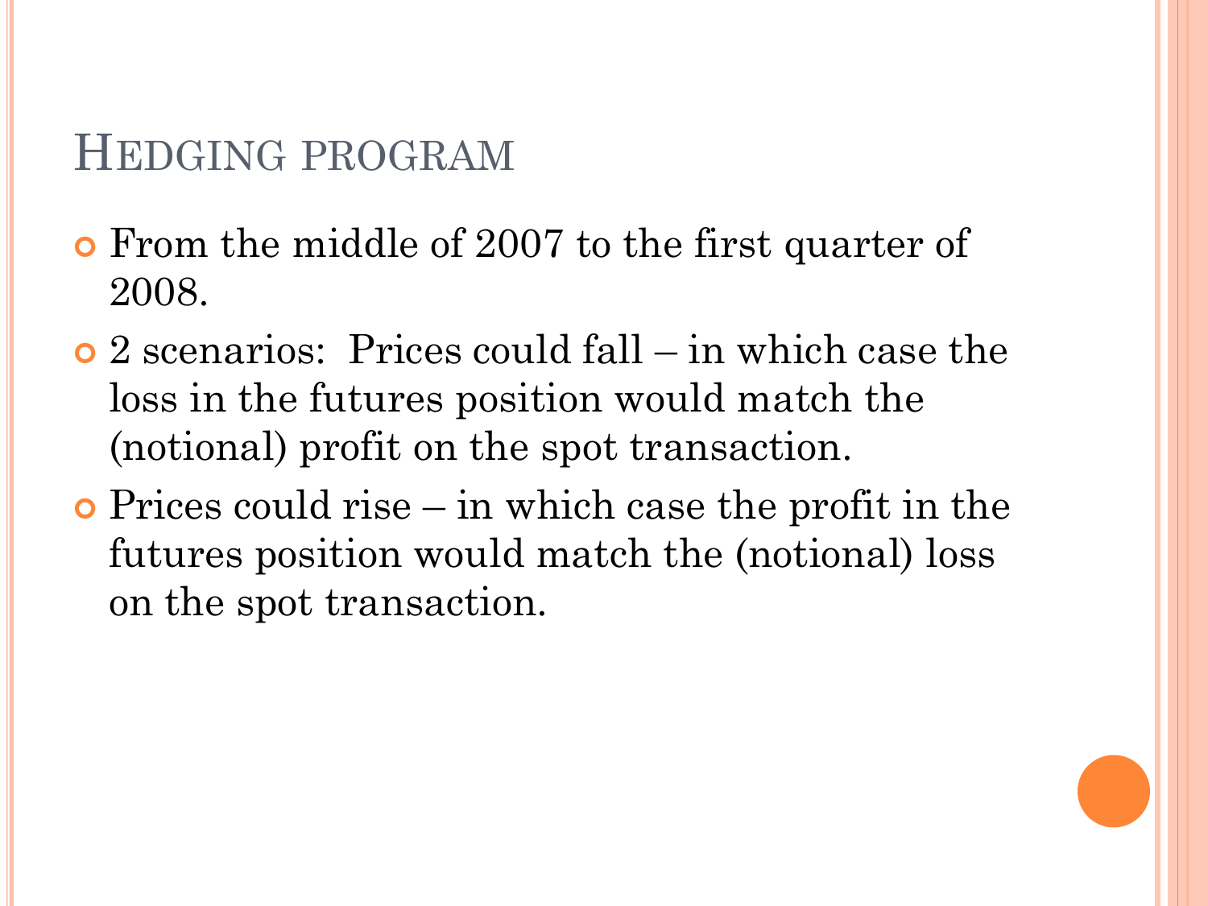# Hedging program

- From the middle of 2007 to the first quarter of 2008.
- 2 scenarios: Prices could fall – in which case the loss in the futures position would match the (notional) profit on the spot transaction.
- Prices could rise – in which case the profit in the futures position would match the (notional) loss on the spot transaction.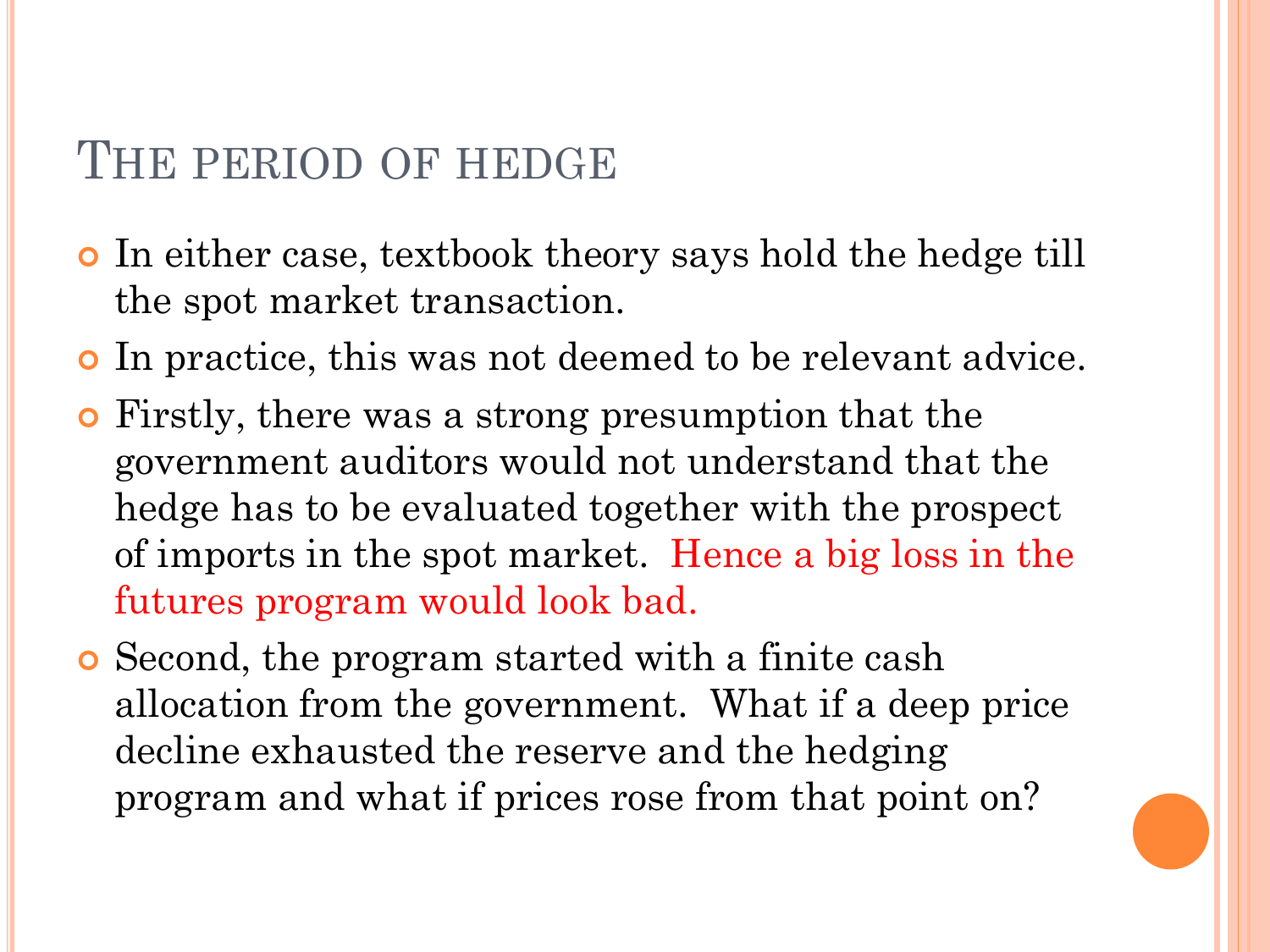# The period of hedge

- In either case, textbook theory says hold the hedge till the spot market transaction.
- In practice, this was not deemed to be relevant advice.
- Firstly, there was a strong presumption that the government auditors would not understand that the hedge has to be evaluated together with the prospect of imports in the spot market. Hence a big loss in the futures program would look bad.
- Second, the program started with a finite cash allocation from the government. What if a deep price decline exhausted the reserve and the hedging program and what if prices rose from that point on?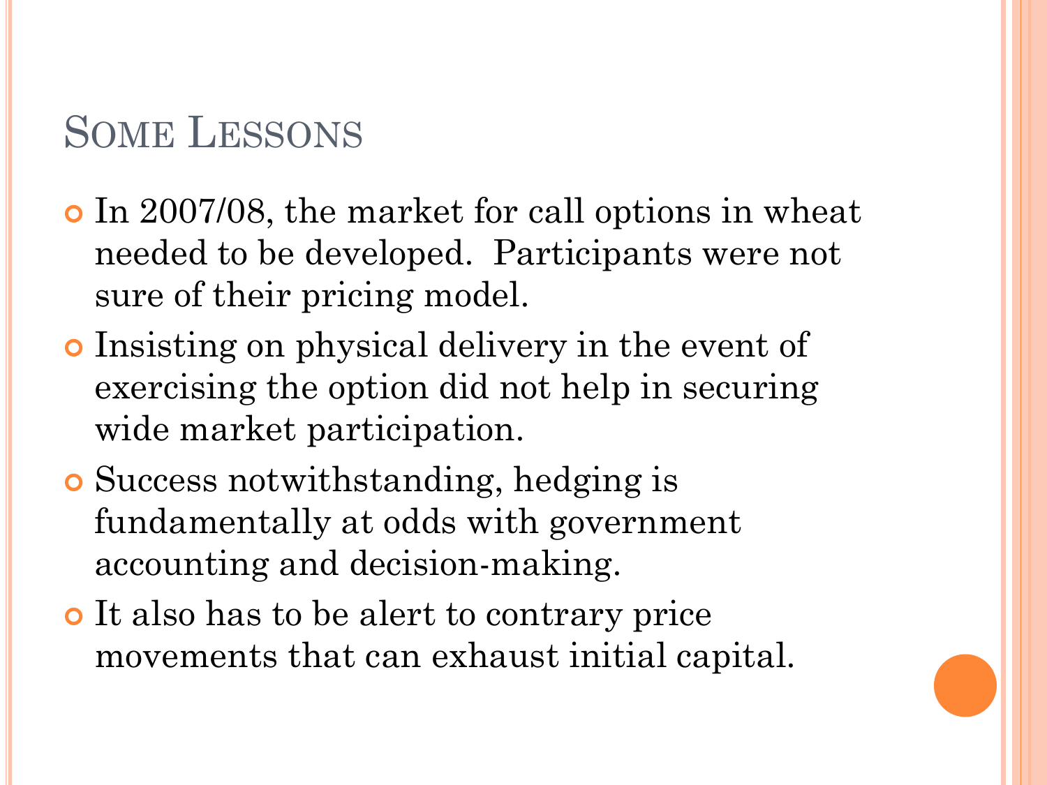## Some Lessons

- In 2007/08, the market for call options in wheat needed to be developed. Participants were not sure of their pricing model.
- Insisting on physical delivery in the event of exercising the option did not help in securing wide market participation.
- Success notwithstanding, hedging is fundamentally at odds with government accounting and decision-making.
- It also has to be alert to contrary price movements that can exhaust initial capital.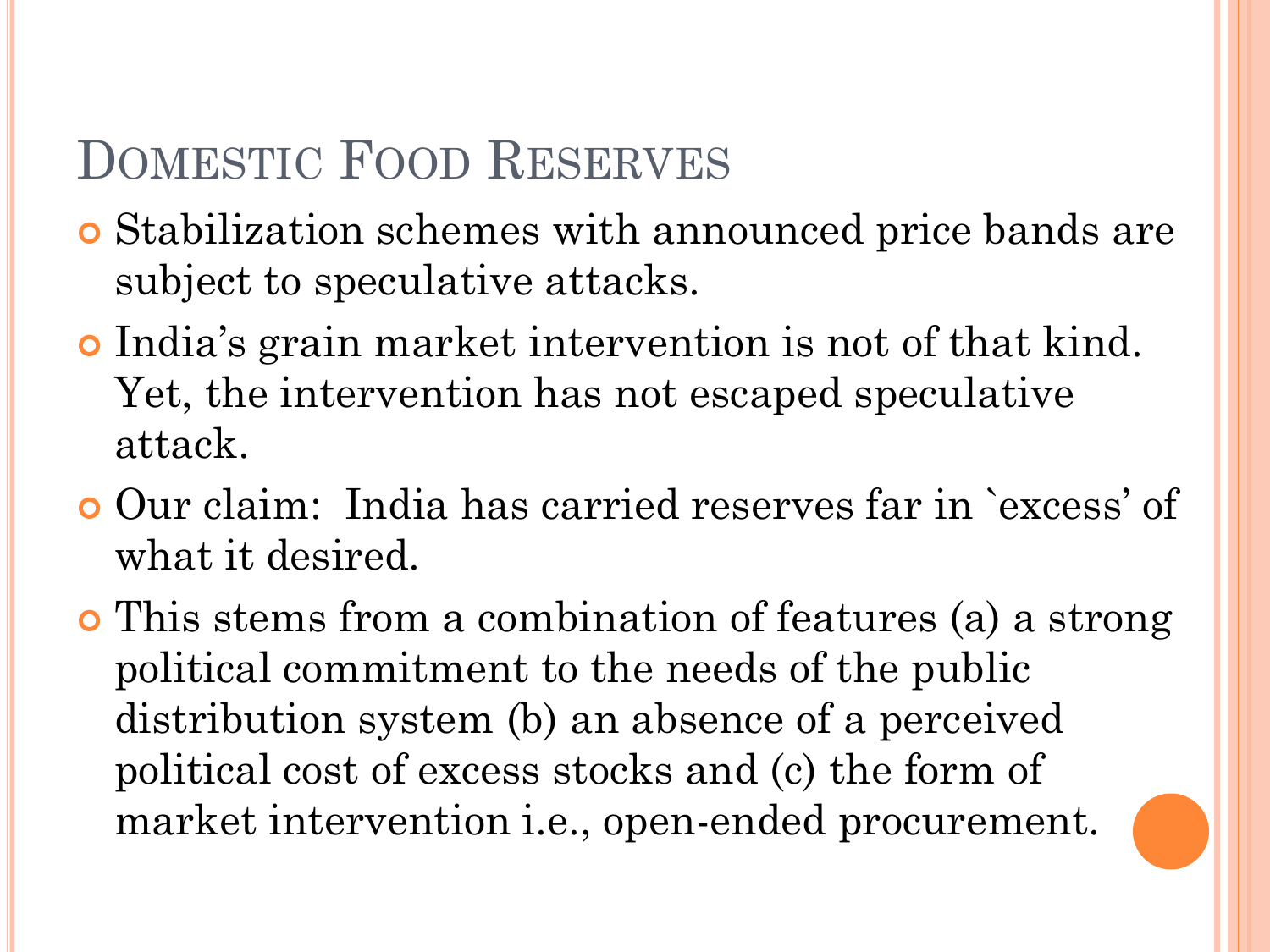# Domestic Food Reserves

- Stabilization schemes with announced price bands are subject to speculative attacks.
- India's grain market intervention is not of that kind. Yet, the intervention has not escaped speculative attack.
- Our claim: India has carried reserves far in `excess' of what it desired.
- This stems from a combination of features (a) a strong political commitment to the needs of the public distribution system (b) an absence of a perceived political cost of excess stocks and (c) the form of market intervention i.e., open-ended procurement.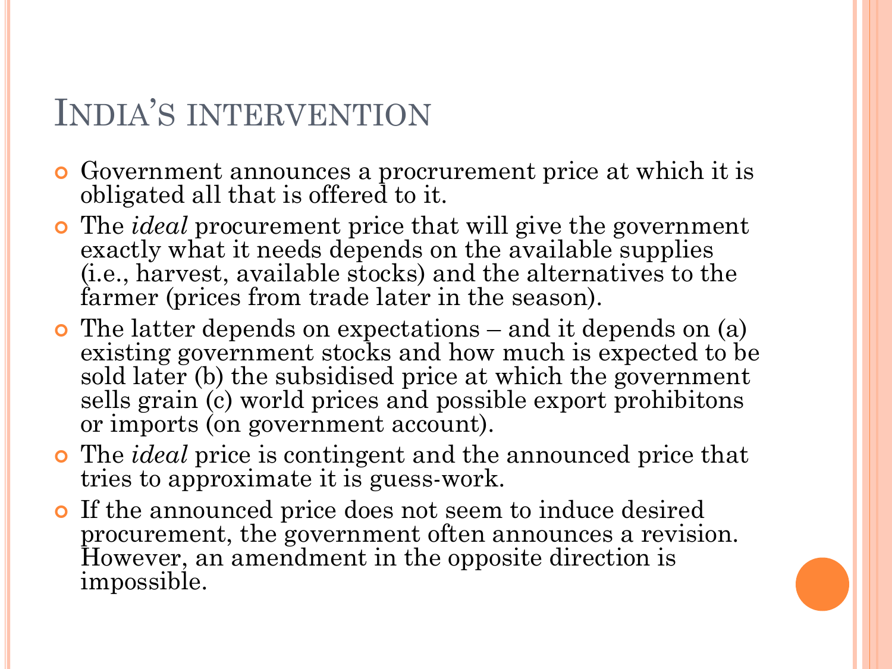# India's intervention

- Government announces a procrurement price at which it is obligated all that is offered to it.
- The *ideal* procurement price that will give the government exactly what it needs depends on the available supplies (i.e., harvest, available stocks) and the alternatives to the farmer (prices from trade later in the season).
- The latter depends on expectations – and it depends on (a) existing government stocks and how much is expected to be sold later (b) the subsidised price at which the government sells grain (c) world prices and possible export prohibitons or imports (on government account).
- The *ideal* price is contingent and the announced price that tries to approximate it is guess-work.
- If the announced price does not seem to induce desired procurement, the government often announces a revision. However, an amendment in the opposite direction is impossible.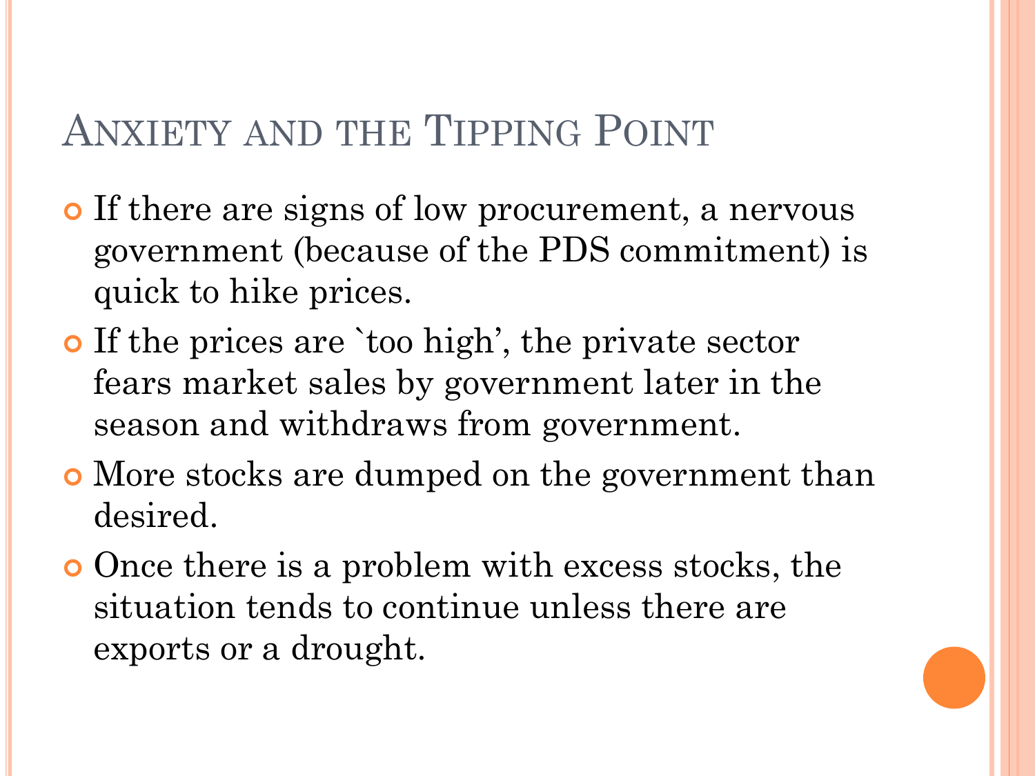# Anxiety and the Tipping Point

- If there are signs of low procurement, a nervous government (because of the PDS commitment) is quick to hike prices.
- If the prices are `too high', the private sector fears market sales by government later in the season and withdraws from government.
- More stocks are dumped on the government than desired.
- Once there is a problem with excess stocks, the situation tends to continue unless there are exports or a drought.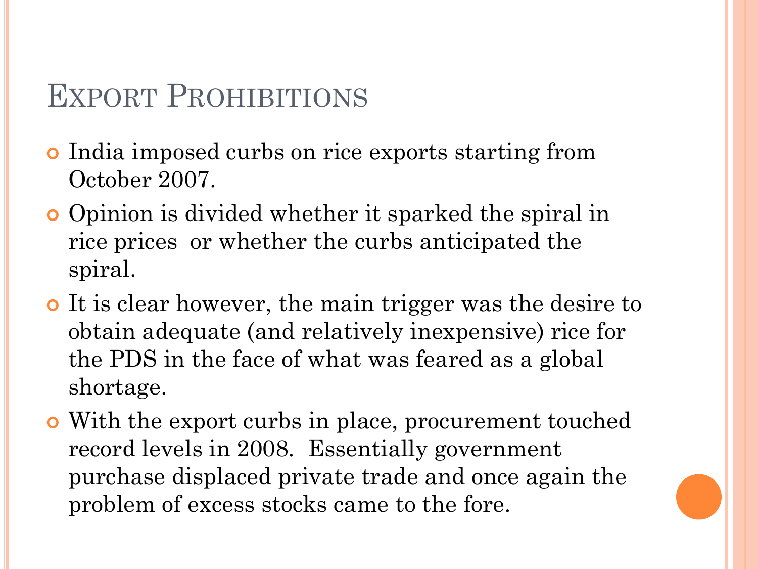# Export Prohibitions

- India imposed curbs on rice exports starting from October 2007.
- Opinion is divided whether it sparked the spiral in rice prices  or whether the curbs anticipated the spiral.
- It is clear however, the main trigger was the desire to obtain adequate (and relatively inexpensive) rice for the PDS in the face of what was feared as a global shortage.
- With the export curbs in place, procurement touched record levels in 2008.  Essentially government purchase displaced private trade and once again the problem of excess stocks came to the fore.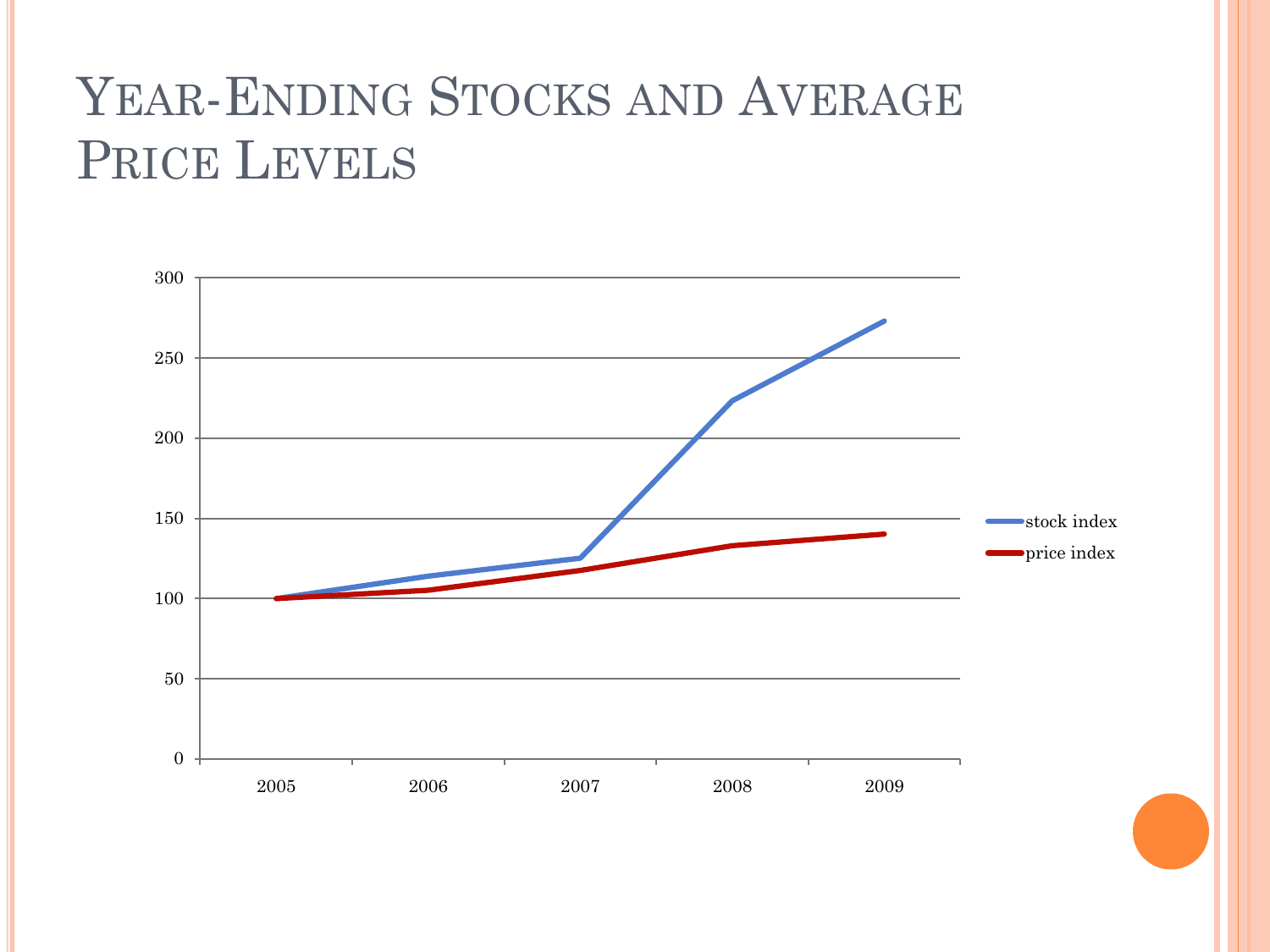# Year-Ending Stocks and Average Price Levels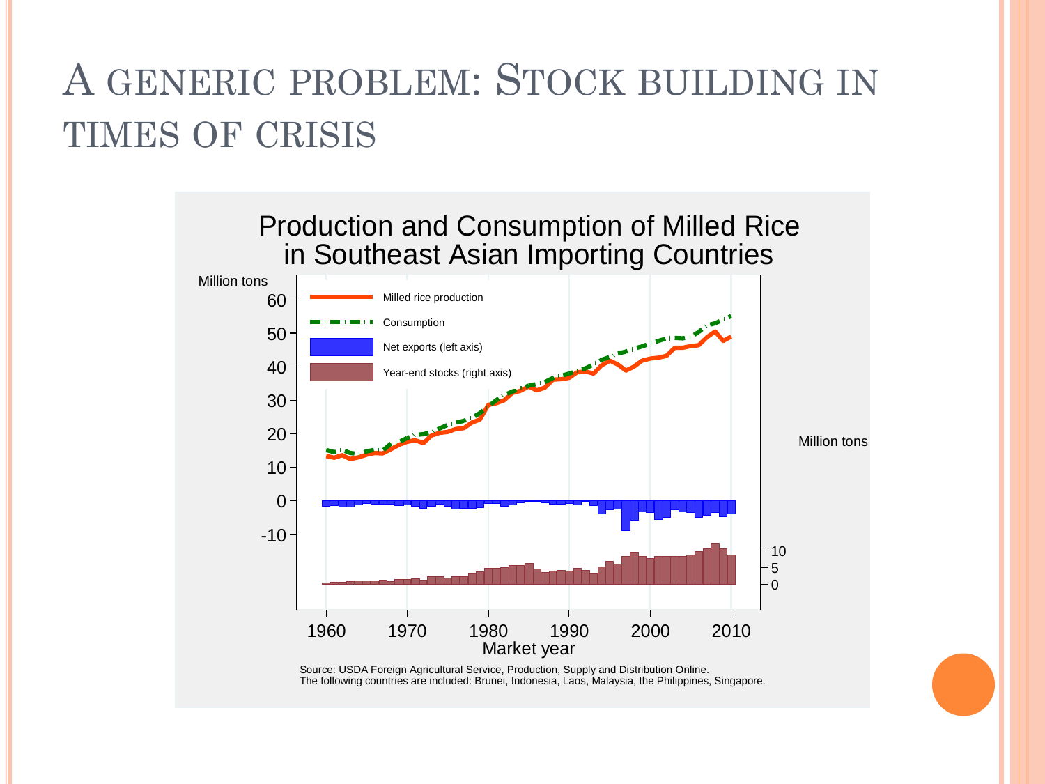# A generic problem: Stock building in times of crisis

Production and Consumption of Milled Rice in Southeast Asian Importing Countries

Source: USDA Foreign Agricultural Service, Production, Supply and Distribution Online.
The following countries are included: Brunei, Indonesia, Laos, Malaysia, the Philippines, Singapore.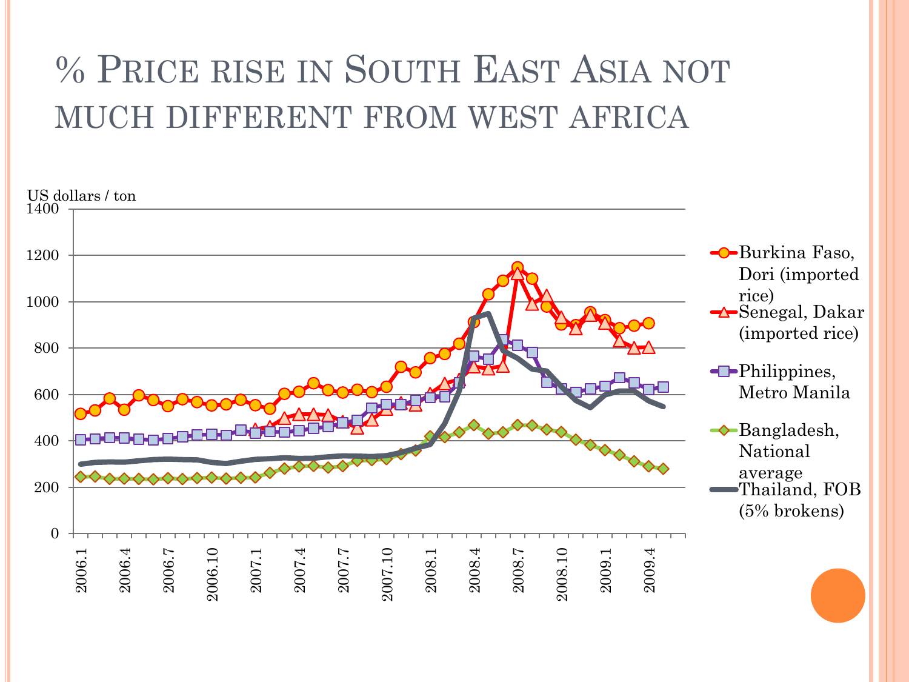# % Price rise in South East Asia not much different from west africa

US dollars / ton

1400
1200
1000
800
600
400
200
0

2006.1 2006.4 2006.7 2006.10 2007.1 2007.4 2007.7 2007.10 2008.1 2008.4 2008.7 2008.10 2009.1 2009.4

- Burkina Faso, Dori (imported rice)
- Senegal, Dakar (imported rice)
- Philippines, Metro Manila
- Bangladesh, National average
- Thailand, FOB (5% brokens)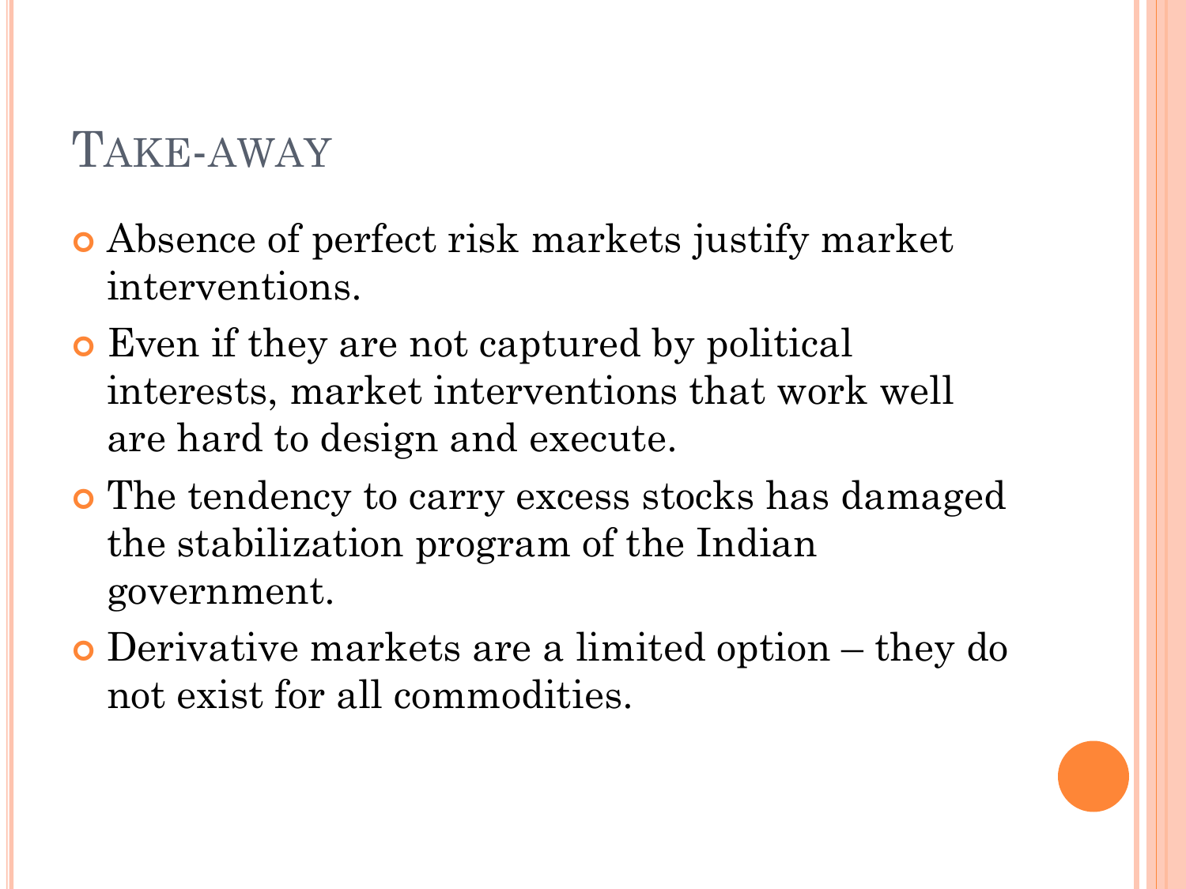# Take-away

- Absence of perfect risk markets justify market interventions.
- Even if they are not captured by political interests, market interventions that work well are hard to design and execute.
- The tendency to carry excess stocks has damaged the stabilization program of the Indian government.
- Derivative markets are a limited option – they do not exist for all commodities.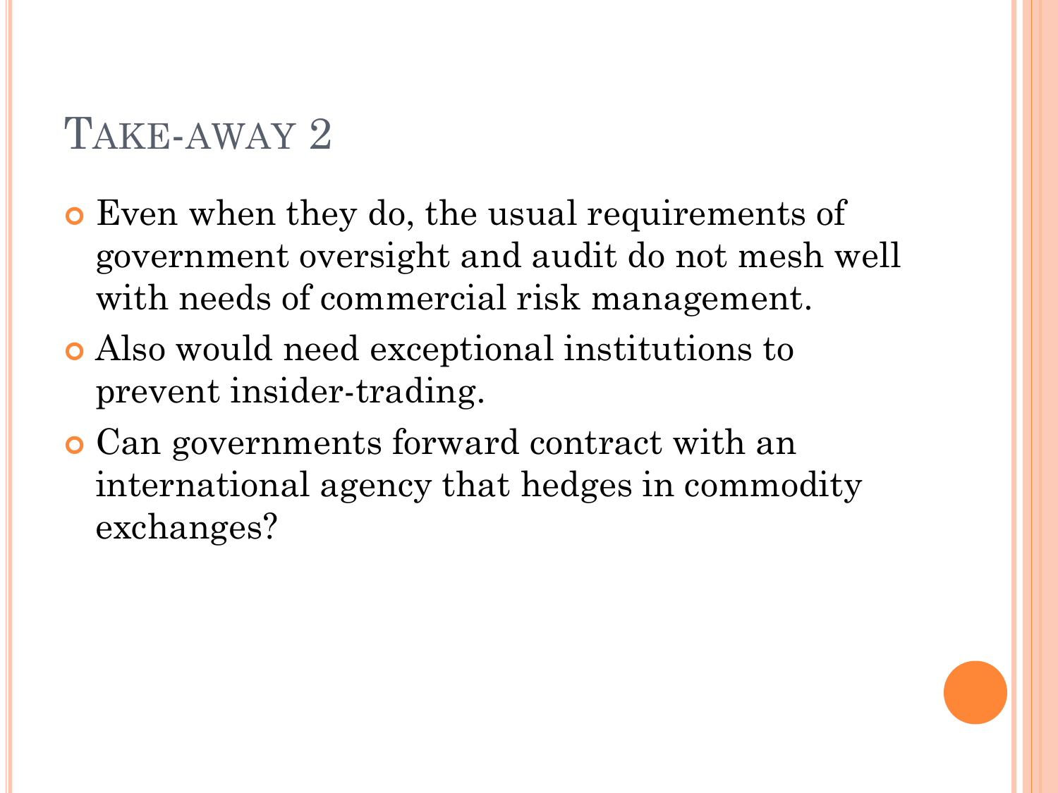# Take-away 2

- Even when they do, the usual requirements of government oversight and audit do not mesh well with needs of commercial risk management.
- Also would need exceptional institutions to prevent insider-trading.
- Can governments forward contract with an international agency that hedges in commodity exchanges?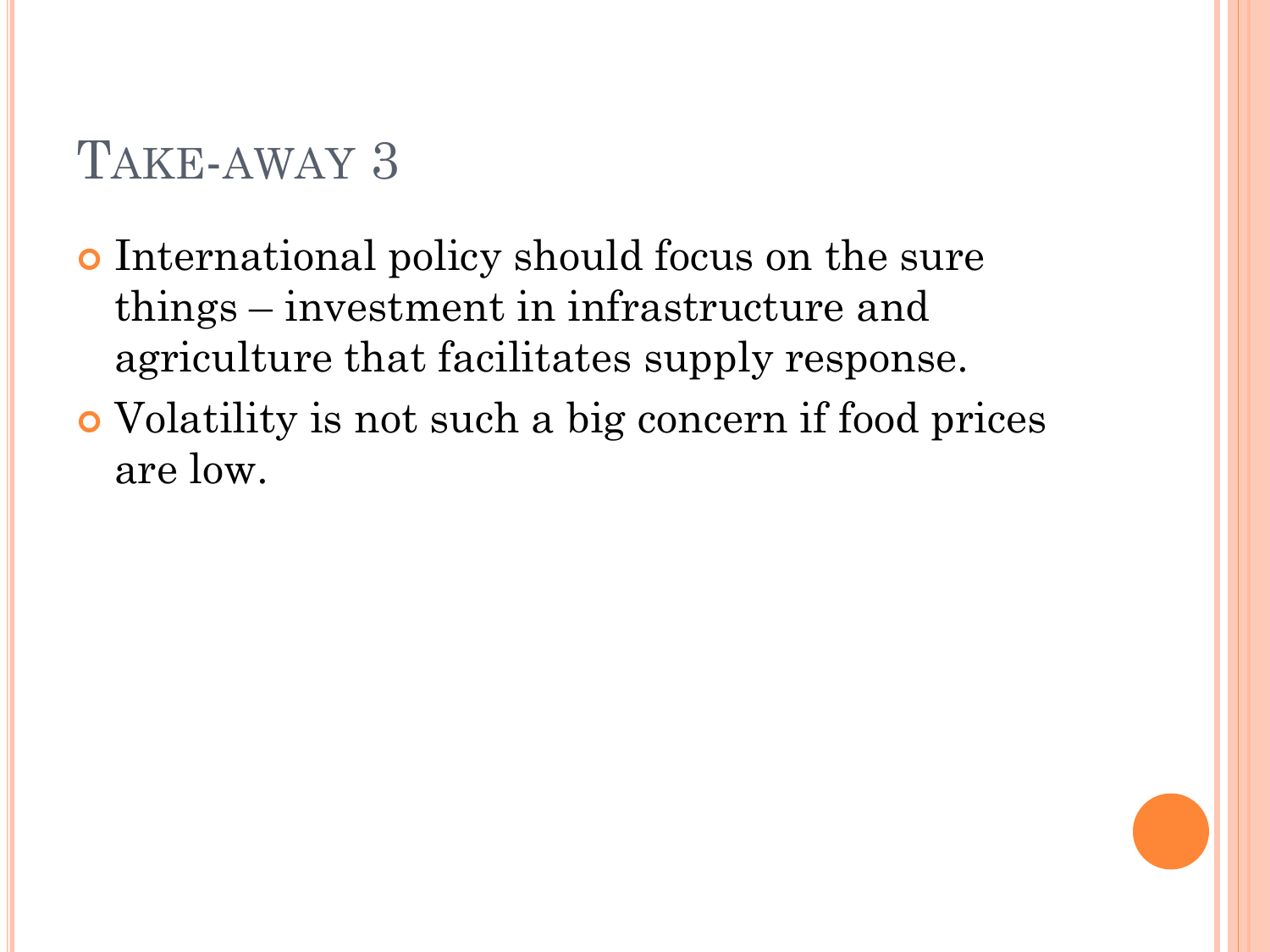# Take-away 3

- International policy should focus on the sure things – investment in infrastructure and agriculture that facilitates supply response.
- Volatility is not such a big concern if food prices are low.